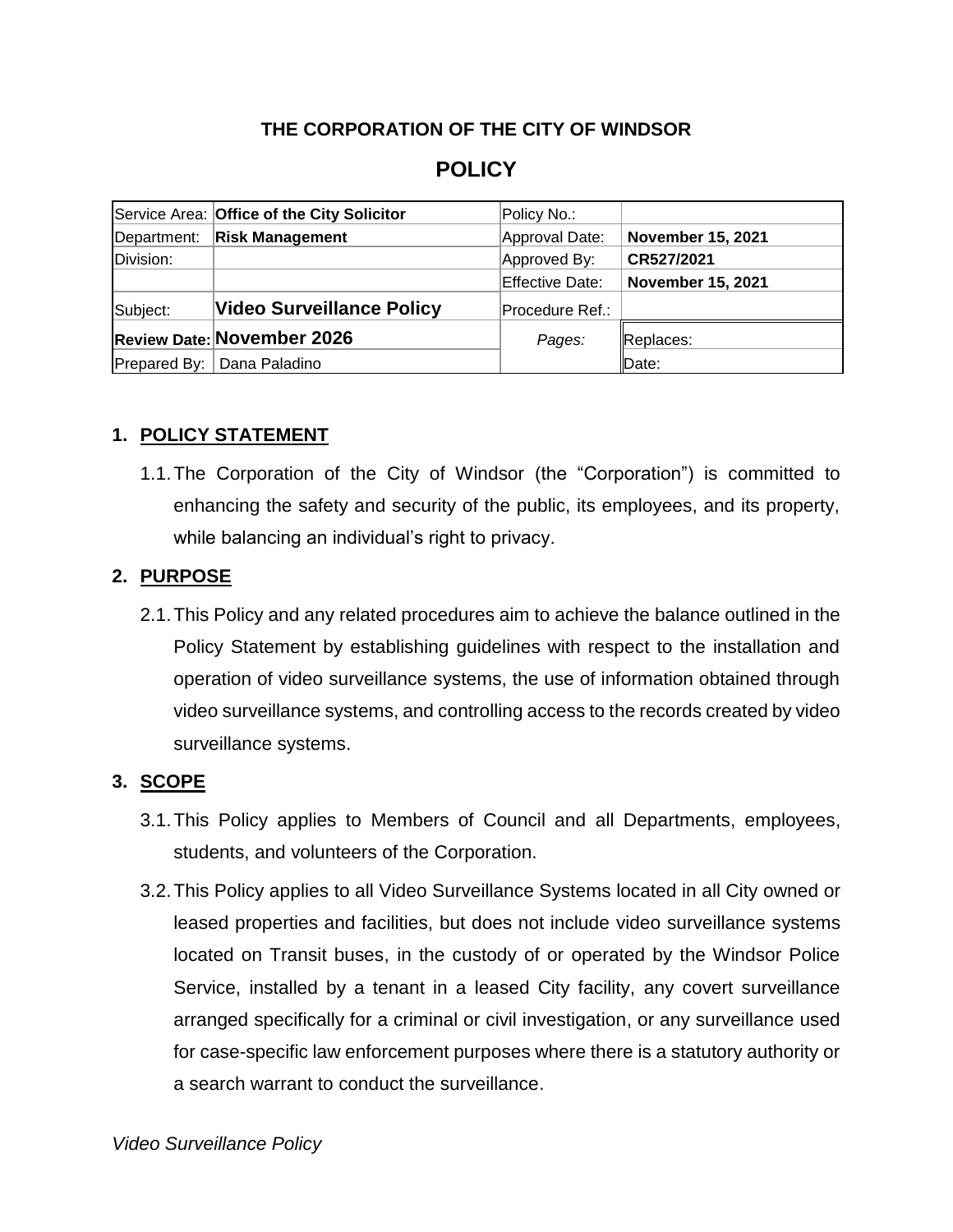**THE CORPORATION OF THE CITY OF WINDSOR**

# POLICY

| | | | |
|---|---|---|---|
| Service Area: | **Office of the City Solicitor** | Policy No.: | |
| Department: | **Risk Management** | Approval Date: | **November 15, 2021** |
| Division: | | Approved By: | **CR527/2021** |
| | | Effective Date: | **November 15, 2021** |
| Subject: | **Video Surveillance Policy** | Procedure Ref.: | |
| **Review Date:** | **November 2026** | *Pages:* | Replaces: |
| Prepared By: | Dana Paladino | | Date: |

## 1. POLICY STATEMENT

1.1. The Corporation of the City of Windsor (the "Corporation") is committed to enhancing the safety and security of the public, its employees, and its property, while balancing an individual's right to privacy.

## 2. PURPOSE

2.1. This Policy and any related procedures aim to achieve the balance outlined in the Policy Statement by establishing guidelines with respect to the installation and operation of video surveillance systems, the use of information obtained through video surveillance systems, and controlling access to the records created by video surveillance systems.

## 3. SCOPE

3.1. This Policy applies to Members of Council and all Departments, employees, students, and volunteers of the Corporation.

3.2. This Policy applies to all Video Surveillance Systems located in all City owned or leased properties and facilities, but does not include video surveillance systems located on Transit buses, in the custody of or operated by the Windsor Police Service, installed by a tenant in a leased City facility, any covert surveillance arranged specifically for a criminal or civil investigation, or any surveillance used for case-specific law enforcement purposes where there is a statutory authority or a search warrant to conduct the surveillance.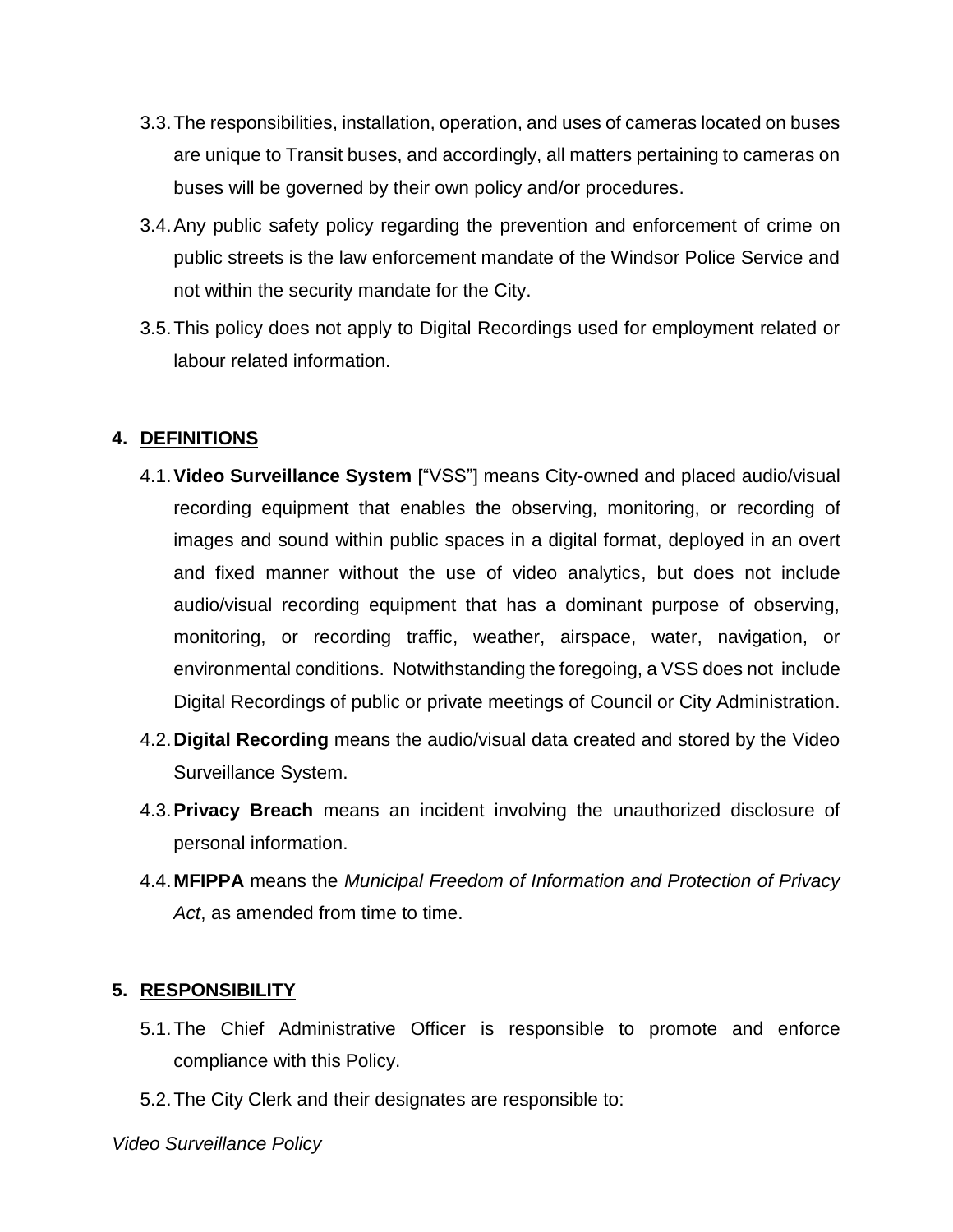3.3. The responsibilities, installation, operation, and uses of cameras located on buses are unique to Transit buses, and accordingly, all matters pertaining to cameras on buses will be governed by their own policy and/or procedures.

3.4. Any public safety policy regarding the prevention and enforcement of crime on public streets is the law enforcement mandate of the Windsor Police Service and not within the security mandate for the City.

3.5. This policy does not apply to Digital Recordings used for employment related or labour related information.

## 4. DEFINITIONS

4.1. **Video Surveillance System** ["VSS"] means City-owned and placed audio/visual recording equipment that enables the observing, monitoring, or recording of images and sound within public spaces in a digital format, deployed in an overt and fixed manner without the use of video analytics, but does not include audio/visual recording equipment that has a dominant purpose of observing, monitoring, or recording traffic, weather, airspace, water, navigation, or environmental conditions. Notwithstanding the foregoing, a VSS does not include Digital Recordings of public or private meetings of Council or City Administration.

4.2. **Digital Recording** means the audio/visual data created and stored by the Video Surveillance System.

4.3. **Privacy Breach** means an incident involving the unauthorized disclosure of personal information.

4.4. **MFIPPA** means the *Municipal Freedom of Information and Protection of Privacy Act*, as amended from time to time.

## 5. RESPONSIBILITY

5.1. The Chief Administrative Officer is responsible to promote and enforce compliance with this Policy.

5.2. The City Clerk and their designates are responsible to: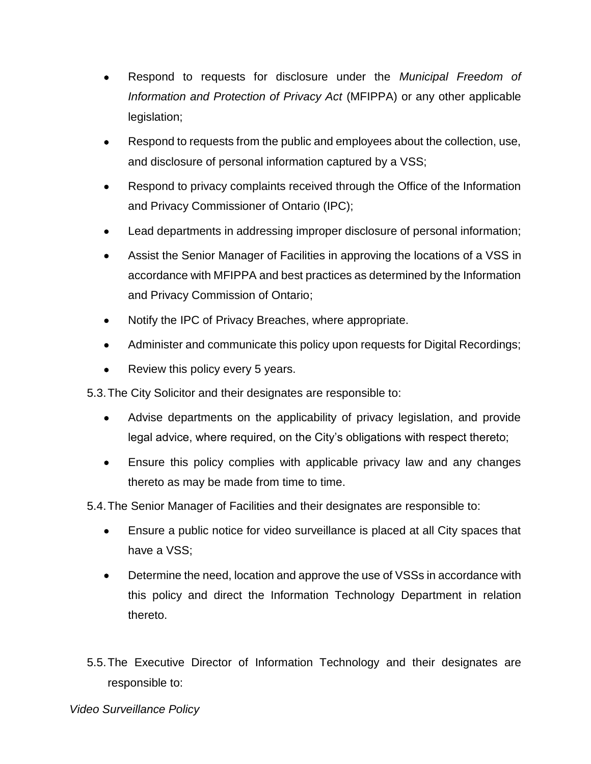- Respond to requests for disclosure under the *Municipal Freedom of Information and Protection of Privacy Act* (MFIPPA) or any other applicable legislation;
- Respond to requests from the public and employees about the collection, use, and disclosure of personal information captured by a VSS;
- Respond to privacy complaints received through the Office of the Information and Privacy Commissioner of Ontario (IPC);
- Lead departments in addressing improper disclosure of personal information;
- Assist the Senior Manager of Facilities in approving the locations of a VSS in accordance with MFIPPA and best practices as determined by the Information and Privacy Commission of Ontario;
- Notify the IPC of Privacy Breaches, where appropriate.
- Administer and communicate this policy upon requests for Digital Recordings;
- Review this policy every 5 years.

5.3. The City Solicitor and their designates are responsible to:

- Advise departments on the applicability of privacy legislation, and provide legal advice, where required, on the City's obligations with respect thereto;
- Ensure this policy complies with applicable privacy law and any changes thereto as may be made from time to time.

5.4. The Senior Manager of Facilities and their designates are responsible to:

- Ensure a public notice for video surveillance is placed at all City spaces that have a VSS;
- Determine the need, location and approve the use of VSSs in accordance with this policy and direct the Information Technology Department in relation thereto.

5.5. The Executive Director of Information Technology and their designates are responsible to: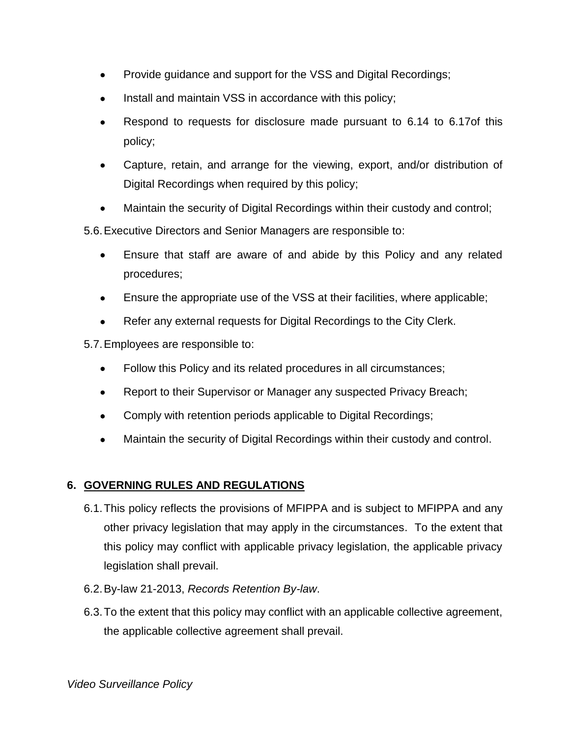- Provide guidance and support for the VSS and Digital Recordings;
- Install and maintain VSS in accordance with this policy;
- Respond to requests for disclosure made pursuant to 6.14 to 6.17of this policy;
- Capture, retain, and arrange for the viewing, export, and/or distribution of Digital Recordings when required by this policy;
- Maintain the security of Digital Recordings within their custody and control;

5.6. Executive Directors and Senior Managers are responsible to:

- Ensure that staff are aware of and abide by this Policy and any related procedures;
- Ensure the appropriate use of the VSS at their facilities, where applicable;
- Refer any external requests for Digital Recordings to the City Clerk.

5.7. Employees are responsible to:

- Follow this Policy and its related procedures in all circumstances;
- Report to their Supervisor or Manager any suspected Privacy Breach;
- Comply with retention periods applicable to Digital Recordings;
- Maintain the security of Digital Recordings within their custody and control.

## 6. GOVERNING RULES AND REGULATIONS

6.1. This policy reflects the provisions of MFIPPA and is subject to MFIPPA and any other privacy legislation that may apply in the circumstances. To the extent that this policy may conflict with applicable privacy legislation, the applicable privacy legislation shall prevail.

6.2. By-law 21-2013, *Records Retention By-law*.

6.3. To the extent that this policy may conflict with an applicable collective agreement, the applicable collective agreement shall prevail.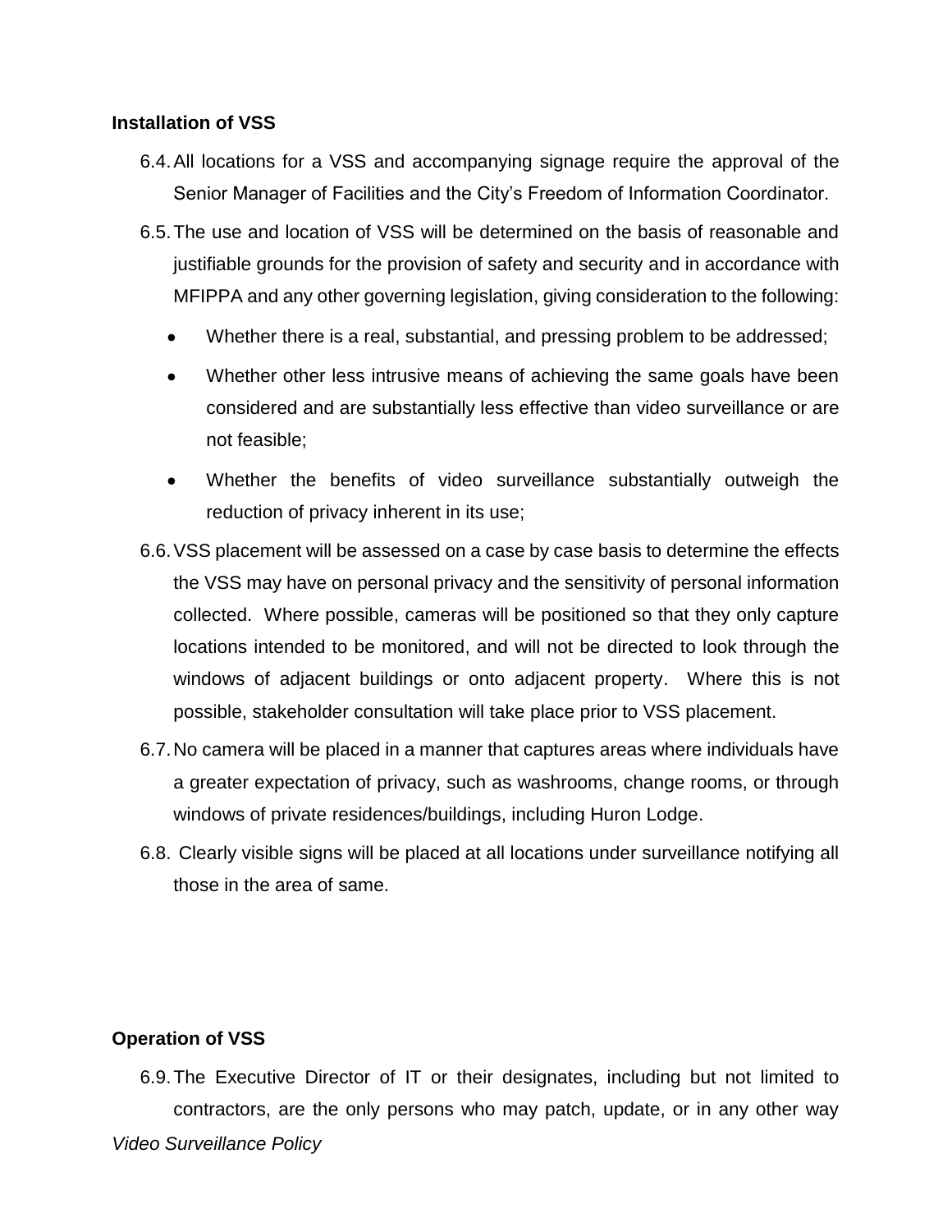**Installation of VSS**

6.4. All locations for a VSS and accompanying signage require the approval of the Senior Manager of Facilities and the City's Freedom of Information Coordinator.

6.5. The use and location of VSS will be determined on the basis of reasonable and justifiable grounds for the provision of safety and security and in accordance with MFIPPA and any other governing legislation, giving consideration to the following:

- Whether there is a real, substantial, and pressing problem to be addressed;
- Whether other less intrusive means of achieving the same goals have been considered and are substantially less effective than video surveillance or are not feasible;
- Whether the benefits of video surveillance substantially outweigh the reduction of privacy inherent in its use;

6.6. VSS placement will be assessed on a case by case basis to determine the effects the VSS may have on personal privacy and the sensitivity of personal information collected. Where possible, cameras will be positioned so that they only capture locations intended to be monitored, and will not be directed to look through the windows of adjacent buildings or onto adjacent property. Where this is not possible, stakeholder consultation will take place prior to VSS placement.

6.7. No camera will be placed in a manner that captures areas where individuals have a greater expectation of privacy, such as washrooms, change rooms, or through windows of private residences/buildings, including Huron Lodge.

6.8. Clearly visible signs will be placed at all locations under surveillance notifying all those in the area of same.

**Operation of VSS**

6.9. The Executive Director of IT or their designates, including but not limited to contractors, are the only persons who may patch, update, or in any other way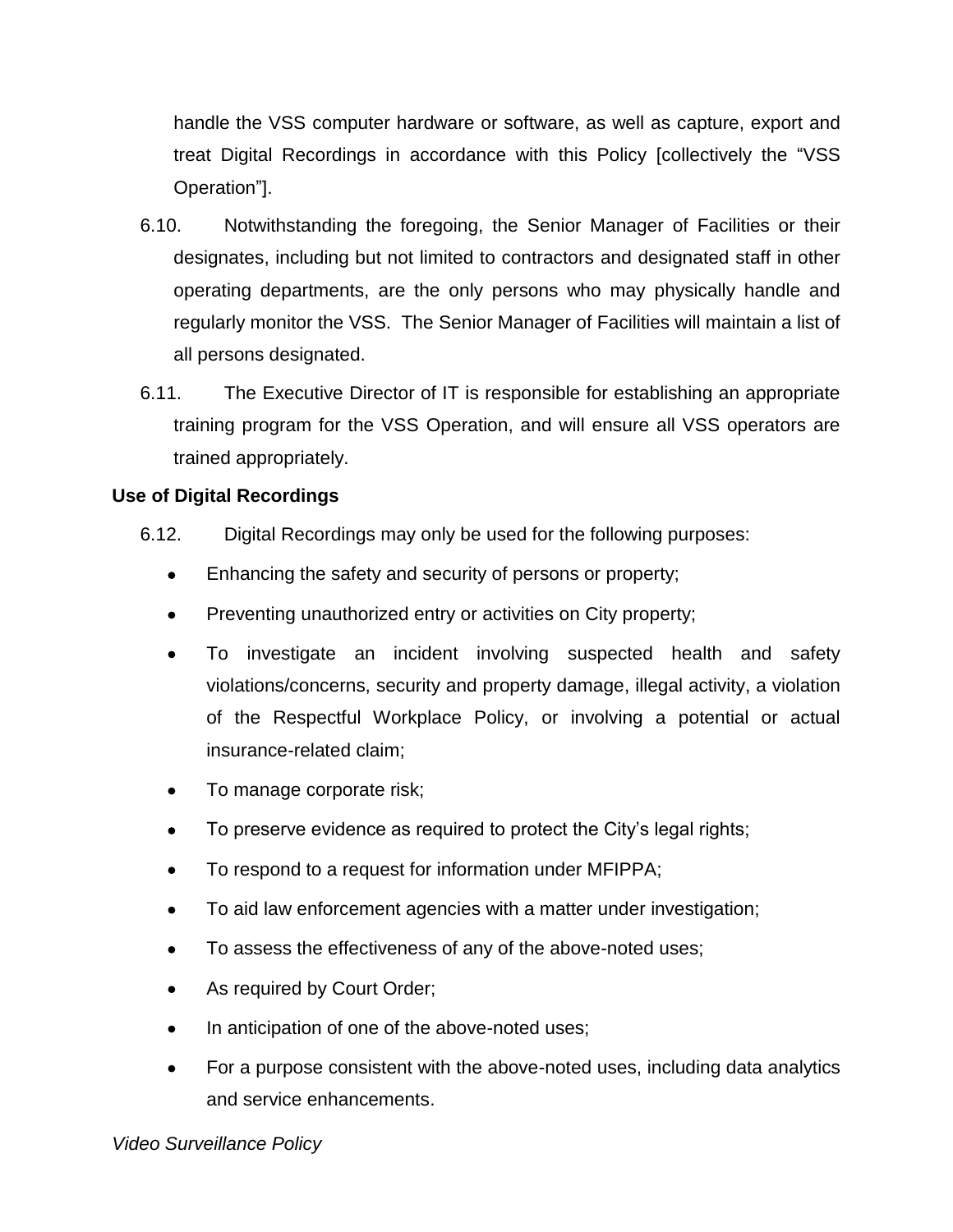handle the VSS computer hardware or software, as well as capture, export and treat Digital Recordings in accordance with this Policy [collectively the "VSS Operation"].

6.10. Notwithstanding the foregoing, the Senior Manager of Facilities or their designates, including but not limited to contractors and designated staff in other operating departments, are the only persons who may physically handle and regularly monitor the VSS. The Senior Manager of Facilities will maintain a list of all persons designated.

6.11. The Executive Director of IT is responsible for establishing an appropriate training program for the VSS Operation, and will ensure all VSS operators are trained appropriately.

**Use of Digital Recordings**

6.12. Digital Recordings may only be used for the following purposes:

- Enhancing the safety and security of persons or property;
- Preventing unauthorized entry or activities on City property;
- To investigate an incident involving suspected health and safety violations/concerns, security and property damage, illegal activity, a violation of the Respectful Workplace Policy, or involving a potential or actual insurance-related claim;
- To manage corporate risk;
- To preserve evidence as required to protect the City's legal rights;
- To respond to a request for information under MFIPPA;
- To aid law enforcement agencies with a matter under investigation;
- To assess the effectiveness of any of the above-noted uses;
- As required by Court Order;
- In anticipation of one of the above-noted uses;
- For a purpose consistent with the above-noted uses, including data analytics and service enhancements.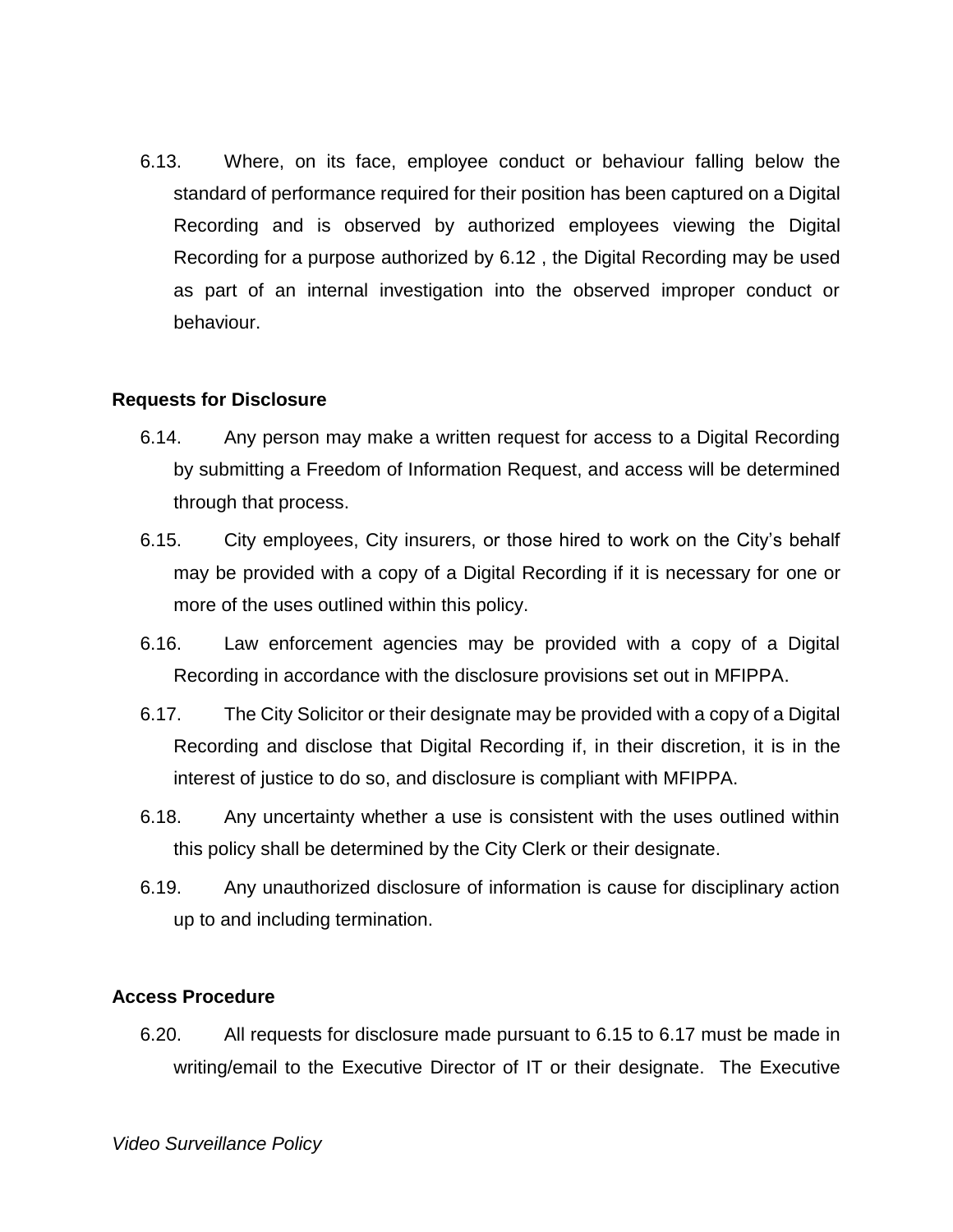6.13. Where, on its face, employee conduct or behaviour falling below the standard of performance required for their position has been captured on a Digital Recording and is observed by authorized employees viewing the Digital Recording for a purpose authorized by 6.12 , the Digital Recording may be used as part of an internal investigation into the observed improper conduct or behaviour.

**Requests for Disclosure**

6.14. Any person may make a written request for access to a Digital Recording by submitting a Freedom of Information Request, and access will be determined through that process.

6.15. City employees, City insurers, or those hired to work on the City's behalf may be provided with a copy of a Digital Recording if it is necessary for one or more of the uses outlined within this policy.

6.16. Law enforcement agencies may be provided with a copy of a Digital Recording in accordance with the disclosure provisions set out in MFIPPA.

6.17. The City Solicitor or their designate may be provided with a copy of a Digital Recording and disclose that Digital Recording if, in their discretion, it is in the interest of justice to do so, and disclosure is compliant with MFIPPA.

6.18. Any uncertainty whether a use is consistent with the uses outlined within this policy shall be determined by the City Clerk or their designate.

6.19. Any unauthorized disclosure of information is cause for disciplinary action up to and including termination.

**Access Procedure**

6.20. All requests for disclosure made pursuant to 6.15 to 6.17 must be made in writing/email to the Executive Director of IT or their designate. The Executive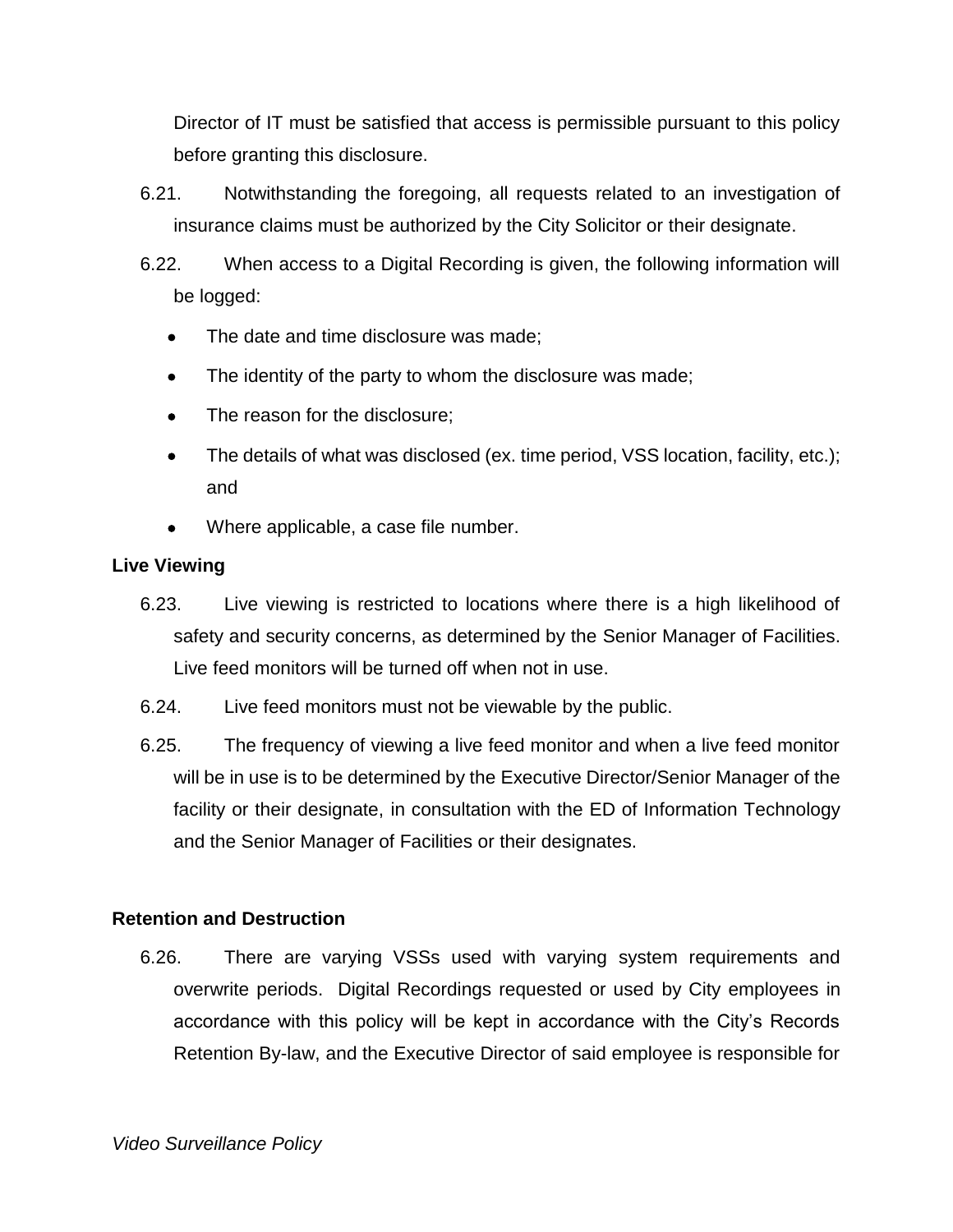Director of IT must be satisfied that access is permissible pursuant to this policy before granting this disclosure.

6.21. Notwithstanding the foregoing, all requests related to an investigation of insurance claims must be authorized by the City Solicitor or their designate.

6.22. When access to a Digital Recording is given, the following information will be logged:

- The date and time disclosure was made;
- The identity of the party to whom the disclosure was made;
- The reason for the disclosure;
- The details of what was disclosed (ex. time period, VSS location, facility, etc.); and
- Where applicable, a case file number.

**Live Viewing**

6.23. Live viewing is restricted to locations where there is a high likelihood of safety and security concerns, as determined by the Senior Manager of Facilities. Live feed monitors will be turned off when not in use.

6.24. Live feed monitors must not be viewable by the public.

6.25. The frequency of viewing a live feed monitor and when a live feed monitor will be in use is to be determined by the Executive Director/Senior Manager of the facility or their designate, in consultation with the ED of Information Technology and the Senior Manager of Facilities or their designates.

**Retention and Destruction**

6.26. There are varying VSSs used with varying system requirements and overwrite periods. Digital Recordings requested or used by City employees in accordance with this policy will be kept in accordance with the City's Records Retention By-law, and the Executive Director of said employee is responsible for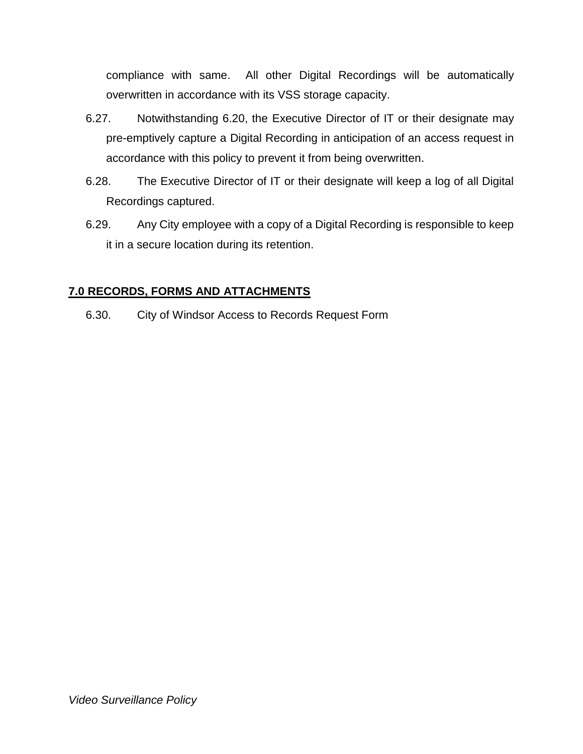compliance with same. All other Digital Recordings will be automatically overwritten in accordance with its VSS storage capacity.

6.27. Notwithstanding 6.20, the Executive Director of IT or their designate may pre-emptively capture a Digital Recording in anticipation of an access request in accordance with this policy to prevent it from being overwritten.

6.28. The Executive Director of IT or their designate will keep a log of all Digital Recordings captured.

6.29. Any City employee with a copy of a Digital Recording is responsible to keep it in a secure location during its retention.

## 7.0 RECORDS, FORMS AND ATTACHMENTS

6.30. City of Windsor Access to Records Request Form